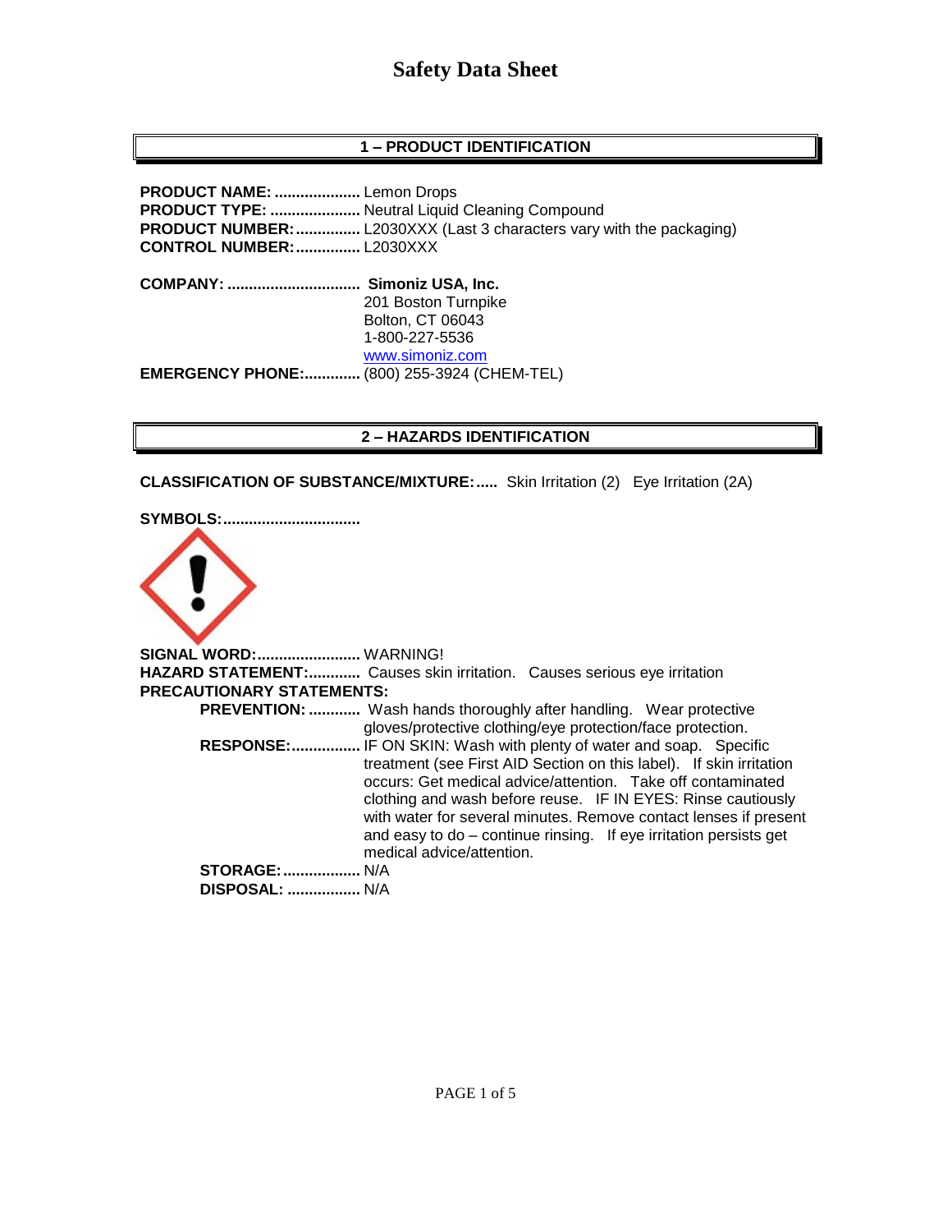# Safety Data Sheet

## 1 – PRODUCT IDENTIFICATION

**PRODUCT NAME:** .................... Lemon Drops
**PRODUCT TYPE:** ..................... Neutral Liquid Cleaning Compound
**PRODUCT NUMBER:** ............... L2030XXX (Last 3 characters vary with the packaging)
**CONTROL NUMBER:** ............... L2030XXX

**COMPANY:** ............................... **Simoniz USA, Inc.**
201 Boston Turnpike
Bolton, CT 06043
1-800-227-5536
www.simoniz.com
**EMERGENCY PHONE:** ............. (800) 255-3924 (CHEM-TEL)

## 2 – HAZARDS IDENTIFICATION

**CLASSIFICATION OF SUBSTANCE/MIXTURE:** ..... Skin Irritation (2) Eye Irritation (2A)

**SYMBOLS:** ...............................

**SIGNAL WORD:** ........................ WARNING!
**HAZARD STATEMENT:** ............ Causes skin irritation. Causes serious eye irritation
**PRECAUTIONARY STATEMENTS:**

- **PREVENTION:** ............ Wash hands thoroughly after handling. Wear protective gloves/protective clothing/eye protection/face protection.
- **RESPONSE:** ................ IF ON SKIN: Wash with plenty of water and soap. Specific treatment (see First AID Section on this label). If skin irritation occurs: Get medical advice/attention. Take off contaminated clothing and wash before reuse. IF IN EYES: Rinse cautiously with water for several minutes. Remove contact lenses if present and easy to do – continue rinsing. If eye irritation persists get medical advice/attention.
- **STORAGE:** .................. N/A
- **DISPOSAL:** ................. N/A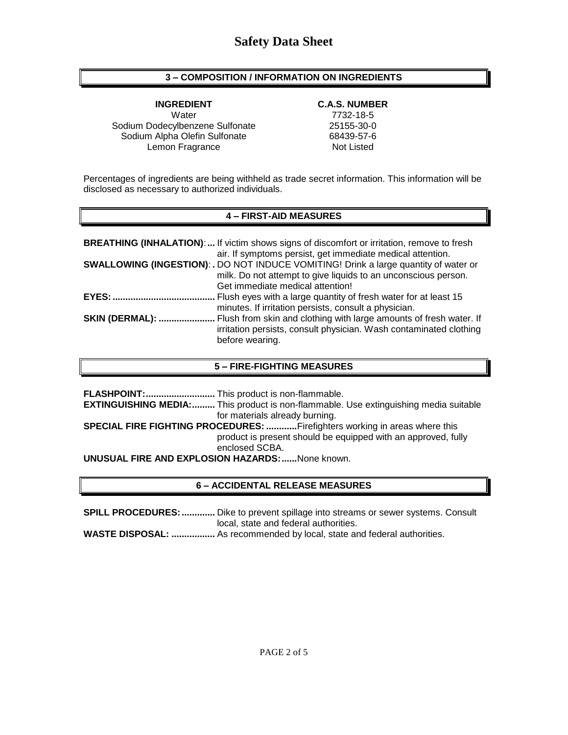# Safety Data Sheet

## 3 – COMPOSITION / INFORMATION ON INGREDIENTS

| INGREDIENT | C.A.S. NUMBER |
| --- | --- |
| Water | 7732-18-5 |
| Sodium Dodecylbenzene Sulfonate | 25155-30-0 |
| Sodium Alpha Olefin Sulfonate | 68439-57-6 |
| Lemon Fragrance | Not Listed |

Percentages of ingredients are being withheld as trade secret information. This information will be disclosed as necessary to authorized individuals.

## 4 – FIRST-AID MEASURES

**BREATHING (INHALATION):...** If victim shows signs of discomfort or irritation, remove to fresh air. If symptoms persist, get immediate medical attention.

**SWALLOWING (INGESTION):.** DO NOT INDUCE VOMITING! Drink a large quantity of water or milk. Do not attempt to give liquids to an unconscious person. Get immediate medical attention!

**EYES:........................................** Flush eyes with a large quantity of fresh water for at least 15 minutes. If irritation persists, consult a physician.

**SKIN (DERMAL): ......................** Flush from skin and clothing with large amounts of fresh water. If irritation persists, consult physician. Wash contaminated clothing before wearing.

## 5 – FIRE-FIGHTING MEASURES

**FLASHPOINT:...........................** This product is non-flammable.

**EXTINGUISHING MEDIA:.........** This product is non-flammable. Use extinguishing media suitable for materials already burning.

**SPECIAL FIRE FIGHTING PROCEDURES: ............**Firefighters working in areas where this product is present should be equipped with an approved, fully enclosed SCBA.

**UNUSUAL FIRE AND EXPLOSION HAZARDS:......**None known.

## 6 – ACCIDENTAL RELEASE MEASURES

**SPILL PROCEDURES: .............** Dike to prevent spillage into streams or sewer systems. Consult local, state and federal authorities.

**WASTE DISPOSAL: .................** As recommended by local, state and federal authorities.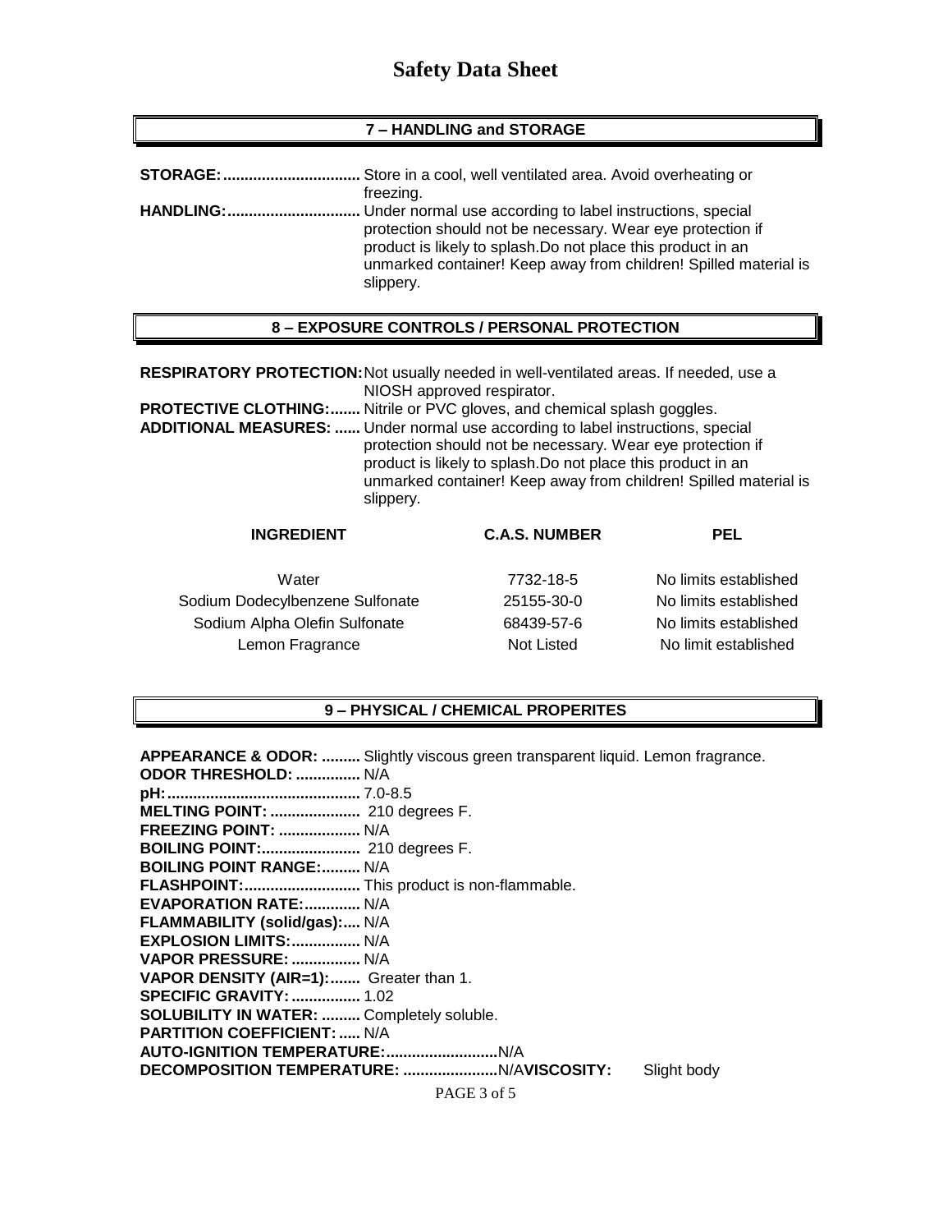# Safety Data Sheet

## 7 – HANDLING and STORAGE

**STORAGE:**................................ Store in a cool, well ventilated area. Avoid overheating or freezing.

**HANDLING:**............................... Under normal use according to label instructions, special protection should not be necessary. Wear eye protection if product is likely to splash.Do not place this product in an unmarked container! Keep away from children! Spilled material is slippery.

## 8 – EXPOSURE CONTROLS / PERSONAL PROTECTION

**RESPIRATORY PROTECTION:** Not usually needed in well-ventilated areas. If needed, use a NIOSH approved respirator.

**PROTECTIVE CLOTHING:**....... Nitrile or PVC gloves, and chemical splash goggles.

**ADDITIONAL MEASURES:** ...... Under normal use according to label instructions, special protection should not be necessary. Wear eye protection if product is likely to splash.Do not place this product in an unmarked container! Keep away from children! Spilled material is slippery.

| INGREDIENT | C.A.S. NUMBER | PEL |
|---|---|---|
| Water | 7732-18-5 | No limits established |
| Sodium Dodecylbenzene Sulfonate | 25155-30-0 | No limits established |
| Sodium Alpha Olefin Sulfonate | 68439-57-6 | No limits established |
| Lemon Fragrance | Not Listed | No limit established |

## 9 – PHYSICAL / CHEMICAL PROPERITES

**APPEARANCE & ODOR:** ......... Slightly viscous green transparent liquid. Lemon fragrance.
**ODOR THRESHOLD:** ............... N/A
**pH:**............................................ 7.0-8.5
**MELTING POINT:** ..................... 210 degrees F.
**FREEZING POINT:** ................... N/A
**BOILING POINT:**....................... 210 degrees F.
**BOILING POINT RANGE:**......... N/A
**FLASHPOINT:**........................... This product is non-flammable.
**EVAPORATION RATE:**............. N/A
**FLAMMABILITY (solid/gas):**.... N/A
**EXPLOSION LIMITS:**................ N/A
**VAPOR PRESSURE:** ................ N/A
**VAPOR DENSITY (AIR=1):**....... Greater than 1.
**SPECIFIC GRAVITY:** ................ 1.02
**SOLUBILITY IN WATER:** ......... Completely soluble.
**PARTITION COEFFICIENT:** ..... N/A
**AUTO-IGNITION TEMPERATURE:**..........................N/A
**DECOMPOSITION TEMPERATURE:** ......................N/A**VISCOSITY:** Slight body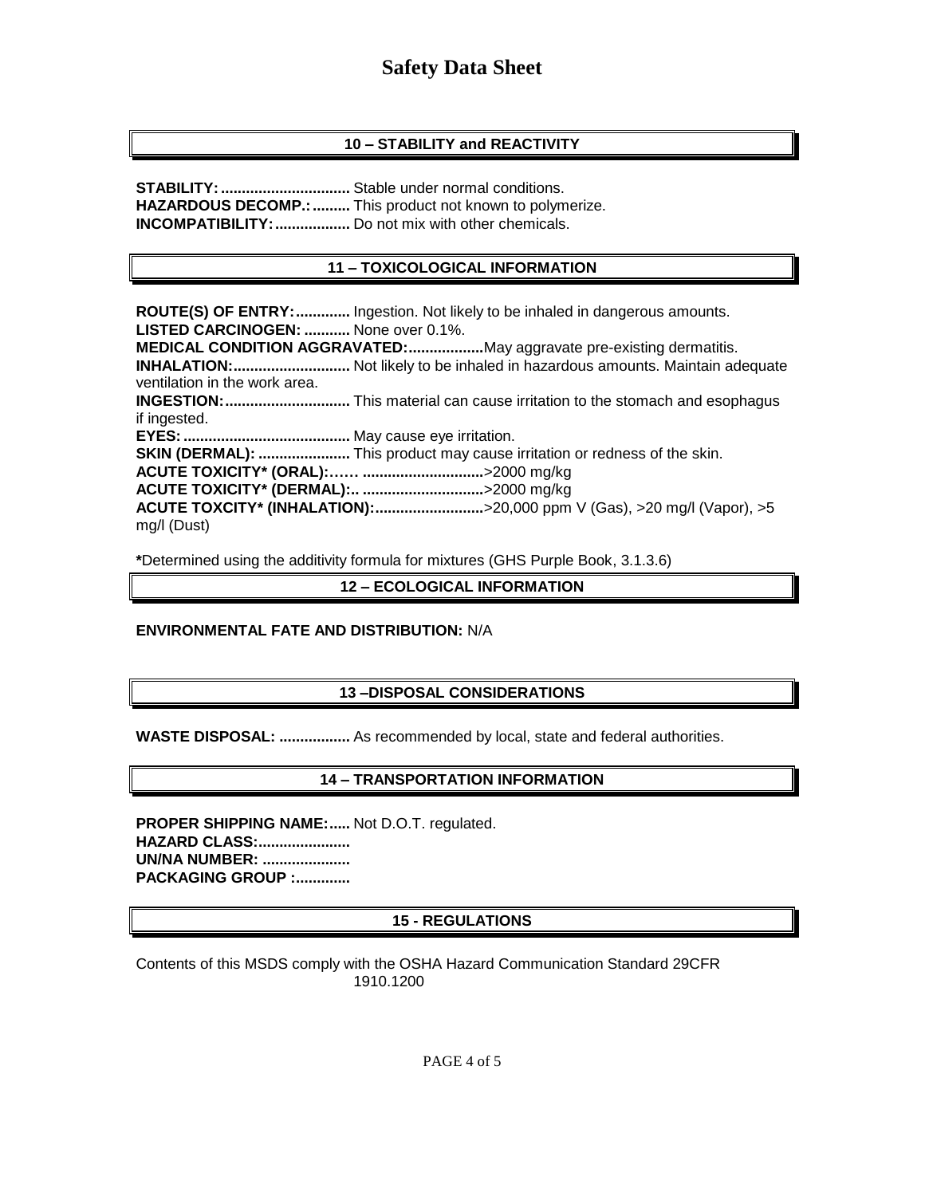## 10 – STABILITY and REACTIVITY

**STABILITY:** ............................... Stable under normal conditions.
**HAZARDOUS DECOMP.:** ......... This product not known to polymerize.
**INCOMPATIBILITY:** .................. Do not mix with other chemicals.

## 11 – TOXICOLOGICAL INFORMATION

**ROUTE(S) OF ENTRY:** ............ Ingestion. Not likely to be inhaled in dangerous amounts.
**LISTED CARCINOGEN:** ........... None over 0.1%.
**MEDICAL CONDITION AGGRAVATED:** .................May aggravate pre-existing dermatitis.
**INHALATION:** ............................ Not likely to be inhaled in hazardous amounts. Maintain adequate ventilation in the work area.
**INGESTION:** .............................. This material can cause irritation to the stomach and esophagus if ingested.
**EYES:** ........................................ May cause eye irritation.
**SKIN (DERMAL):** ...................... This product may cause irritation or redness of the skin.
**ACUTE TOXICITY* (ORAL):**…… ............................>2000 mg/kg
**ACUTE TOXICITY* (DERMAL):**.. ............................>2000 mg/kg
**ACUTE TOXCITY* (INHALATION):** .........................>20,000 ppm V (Gas), >20 mg/l (Vapor), >5 mg/l (Dust)

***** Determined using the additivity formula for mixtures (GHS Purple Book, 3.1.3.6)

## 12 – ECOLOGICAL INFORMATION

**ENVIRONMENTAL FATE AND DISTRIBUTION:** N/A

## 13 –DISPOSAL CONSIDERATIONS

**WASTE DISPOSAL:** ................. As recommended by local, state and federal authorities.

## 14 – TRANSPORTATION INFORMATION

**PROPER SHIPPING NAME:**..... Not D.O.T. regulated.
**HAZARD CLASS:**......................
**UN/NA NUMBER:** .....................
**PACKAGING GROUP :**.............

## 15 - REGULATIONS

Contents of this MSDS comply with the OSHA Hazard Communication Standard 29CFR 1910.1200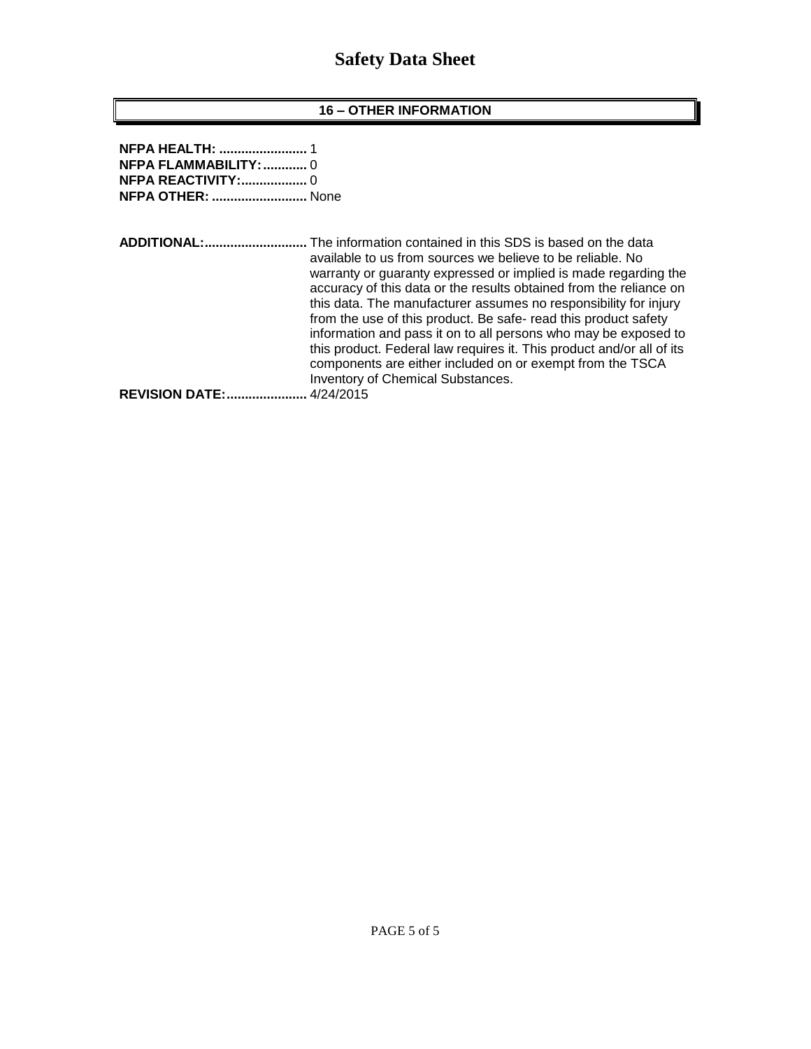# Safety Data Sheet

## 16 – OTHER INFORMATION

**NFPA HEALTH: ........................** 1
**NFPA FLAMMABILITY:............** 0
**NFPA REACTIVITY:..................** 0
**NFPA OTHER: ..........................** None

**ADDITIONAL:............................** The information contained in this SDS is based on the data available to us from sources we believe to be reliable. No warranty or guaranty expressed or implied is made regarding the accuracy of this data or the results obtained from the reliance on this data. The manufacturer assumes no responsibility for injury from the use of this product. Be safe- read this product safety information and pass it on to all persons who may be exposed to this product. Federal law requires it. This product and/or all of its components are either included on or exempt from the TSCA Inventory of Chemical Substances.

**REVISION DATE:......................** 4/24/2015